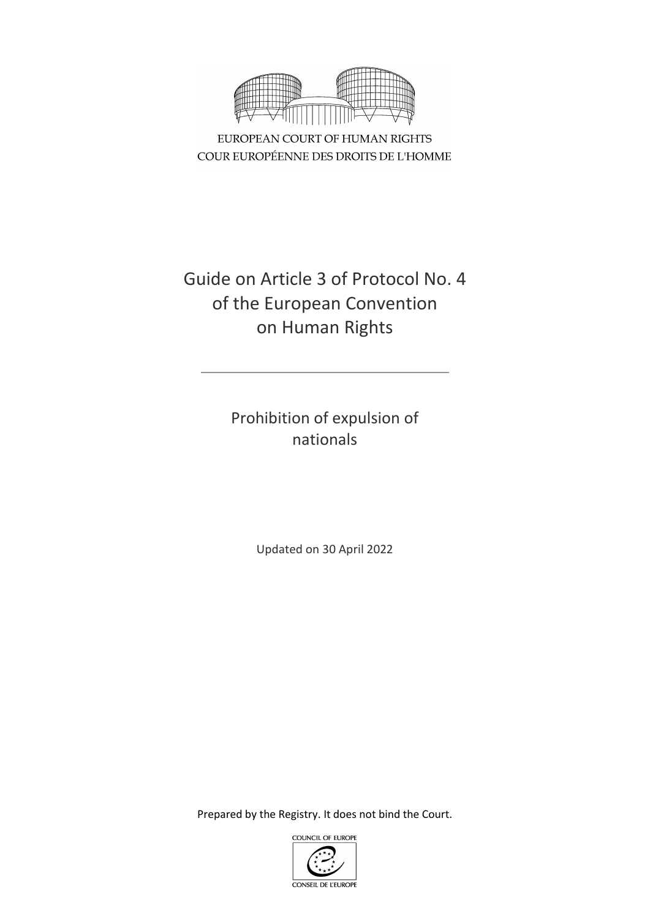EUROPEAN COURT OF HUMAN RIGHTS
COUR EUROPÉENNE DES DROITS DE L'HOMME

# Guide on Article 3 of Protocol No. 4 of the European Convention on Human Rights

## Prohibition of expulsion of nationals

Updated on 30 April 2022

Prepared by the Registry. It does not bind the Court.

COUNCIL OF EUROPE
CONSEIL DE L'EUROPE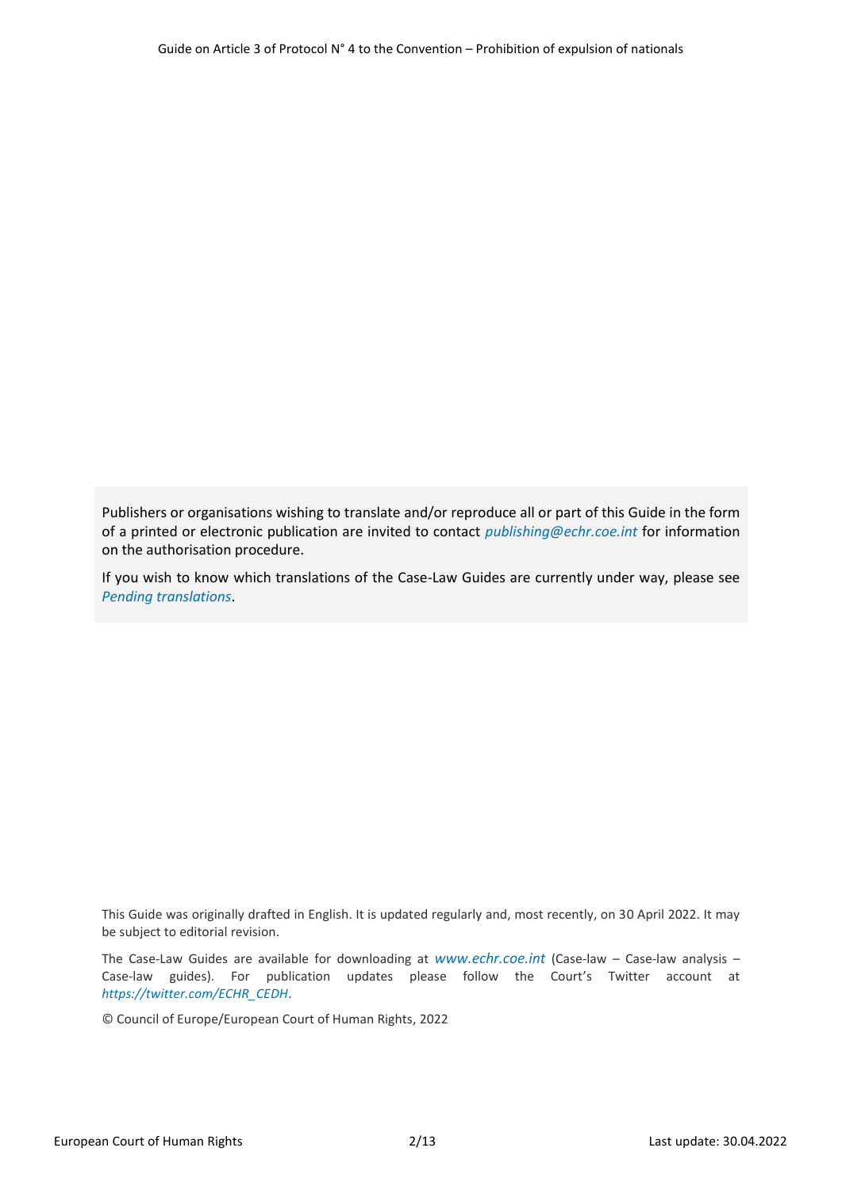Publishers or organisations wishing to translate and/or reproduce all or part of this Guide in the form of a printed or electronic publication are invited to contact *publishing@echr.coe.int* for information on the authorisation procedure.

If you wish to know which translations of the Case-Law Guides are currently under way, please see *Pending translations*.

This Guide was originally drafted in English. It is updated regularly and, most recently, on 30 April 2022. It may be subject to editorial revision.

The Case-Law Guides are available for downloading at *www.echr.coe.int* (Case-law – Case-law analysis – Case-law guides). For publication updates please follow the Court's Twitter account at *https://twitter.com/ECHR_CEDH*.

© Council of Europe/European Court of Human Rights, 2022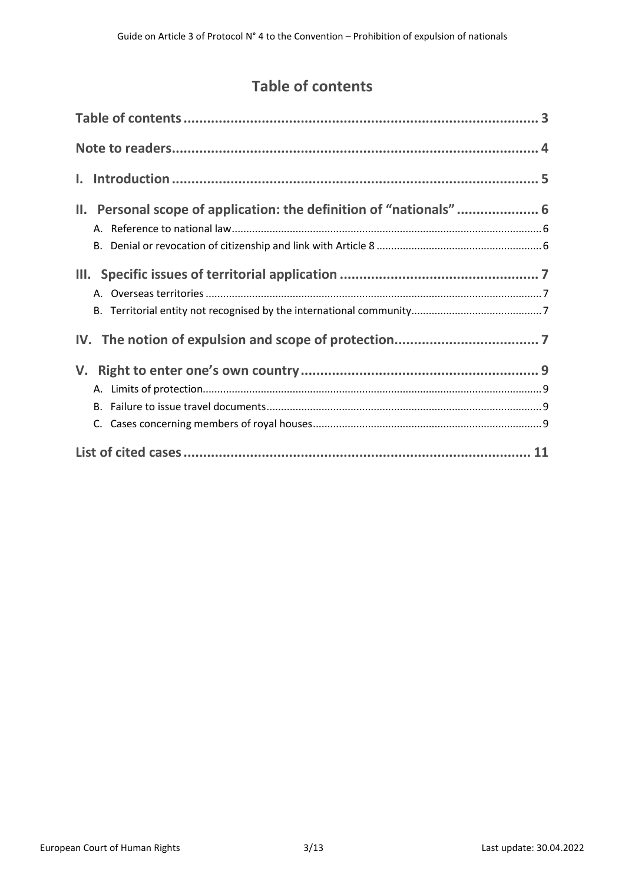# Table of contents

Table of contents ............................................................................................ 3

Note to readers ................................................................................................ 4

I. Introduction ................................................................................................. 5

II. Personal scope of application: the definition of “nationals” ..................... 6

- A. Reference to national law ........................................................................ 6
- B. Denial or revocation of citizenship and link with Article 8 ........................ 6

III. Specific issues of territorial application .................................................. 7

- A. Overseas territories .................................................................................. 7
- B. Territorial entity not recognised by the international community ............. 7

IV. The notion of expulsion and scope of protection ..................................... 7

V. Right to enter one’s own country ............................................................... 9

- A. Limits of protection ................................................................................... 9
- B. Failure to issue travel documents ............................................................. 9
- C. Cases concerning members of royal houses ............................................ 9

List of cited cases ........................................................................................... 11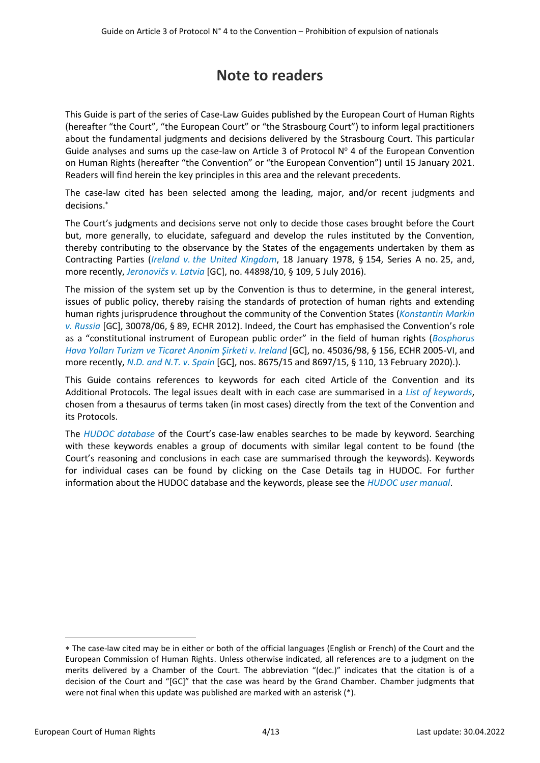# Note to readers

This Guide is part of the series of Case-Law Guides published by the European Court of Human Rights (hereafter "the Court", "the European Court" or "the Strasbourg Court") to inform legal practitioners about the fundamental judgments and decisions delivered by the Strasbourg Court. This particular Guide analyses and sums up the case-law on Article 3 of Protocol N° 4 of the European Convention on Human Rights (hereafter "the Convention" or "the European Convention") until 15 January 2021. Readers will find herein the key principles in this area and the relevant precedents.

The case-law cited has been selected among the leading, major, and/or recent judgments and decisions.*

The Court's judgments and decisions serve not only to decide those cases brought before the Court but, more generally, to elucidate, safeguard and develop the rules instituted by the Convention, thereby contributing to the observance by the States of the engagements undertaken by them as Contracting Parties (*Ireland v. the United Kingdom*, 18 January 1978, § 154, Series A no. 25, and, more recently, *Jeronovičs v. Latvia* [GC], no. 44898/10, § 109, 5 July 2016).

The mission of the system set up by the Convention is thus to determine, in the general interest, issues of public policy, thereby raising the standards of protection of human rights and extending human rights jurisprudence throughout the community of the Convention States (*Konstantin Markin v. Russia* [GC], 30078/06, § 89, ECHR 2012). Indeed, the Court has emphasised the Convention's role as a "constitutional instrument of European public order" in the field of human rights (*Bosphorus Hava Yolları Turizm ve Ticaret Anonim Şirketi v. Ireland* [GC], no. 45036/98, § 156, ECHR 2005-VI, and more recently, *N.D. and N.T. v. Spain* [GC], nos. 8675/15 and 8697/15, § 110, 13 February 2020).).

This Guide contains references to keywords for each cited Article of the Convention and its Additional Protocols. The legal issues dealt with in each case are summarised in a *List of keywords*, chosen from a thesaurus of terms taken (in most cases) directly from the text of the Convention and its Protocols.

The *HUDOC database* of the Court's case-law enables searches to be made by keyword. Searching with these keywords enables a group of documents with similar legal content to be found (the Court's reasoning and conclusions in each case are summarised through the keywords). Keywords for individual cases can be found by clicking on the Case Details tag in HUDOC. For further information about the HUDOC database and the keywords, please see the *HUDOC user manual*.

---

* The case-law cited may be in either or both of the official languages (English or French) of the Court and the European Commission of Human Rights. Unless otherwise indicated, all references are to a judgment on the merits delivered by a Chamber of the Court. The abbreviation "(dec.)" indicates that the citation is of a decision of the Court and "[GC]" that the case was heard by the Grand Chamber. Chamber judgments that were not final when this update was published are marked with an asterisk (*).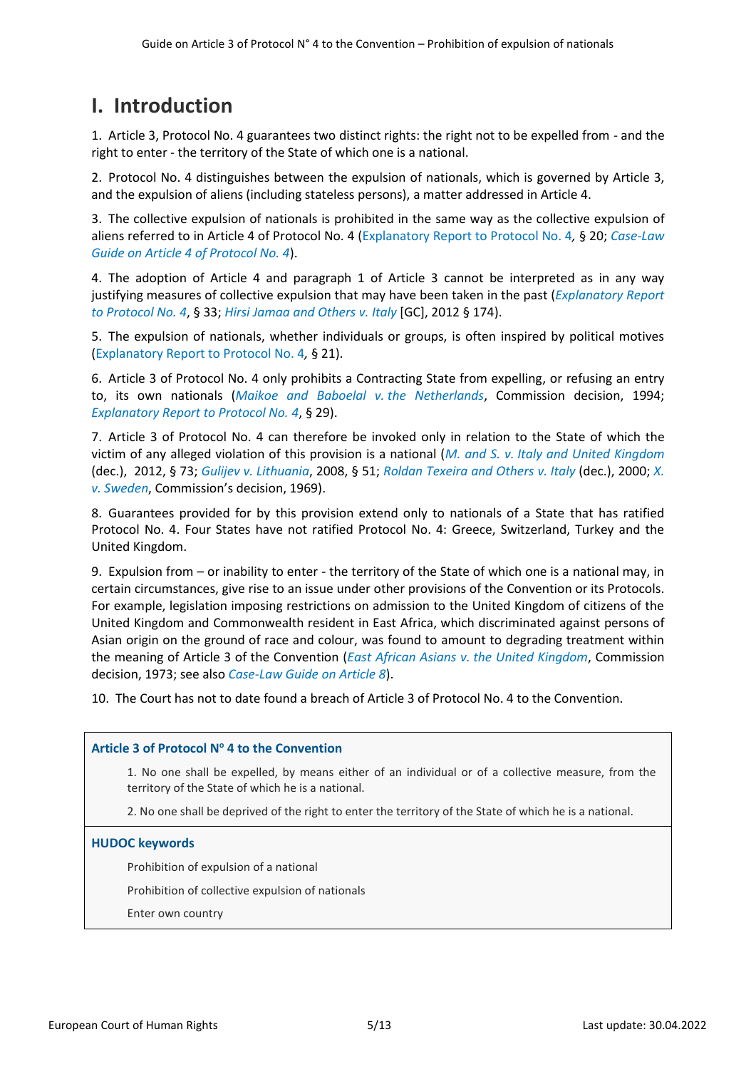# I. Introduction

1. Article 3, Protocol No. 4 guarantees two distinct rights: the right not to be expelled from - and the right to enter - the territory of the State of which one is a national.

2. Protocol No. 4 distinguishes between the expulsion of nationals, which is governed by Article 3, and the expulsion of aliens (including stateless persons), a matter addressed in Article 4.

3. The collective expulsion of nationals is prohibited in the same way as the collective expulsion of aliens referred to in Article 4 of Protocol No. 4 (Explanatory Report to Protocol No. 4*,* § 20; *Case-Law Guide on Article 4 of Protocol No. 4*).

4. The adoption of Article 4 and paragraph 1 of Article 3 cannot be interpreted as in any way justifying measures of collective expulsion that may have been taken in the past (*Explanatory Report to Protocol No. 4*, § 33; *Hirsi Jamaa and Others v. Italy* [GC], 2012 § 174).

5. The expulsion of nationals, whether individuals or groups, is often inspired by political motives (Explanatory Report to Protocol No. 4*,* § 21).

6. Article 3 of Protocol No. 4 only prohibits a Contracting State from expelling, or refusing an entry to, its own nationals (*Maikoe and Baboelal v. the Netherlands*, Commission decision, 1994; *Explanatory Report to Protocol No. 4*, § 29).

7. Article 3 of Protocol No. 4 can therefore be invoked only in relation to the State of which the victim of any alleged violation of this provision is a national (*M. and S. v. Italy and United Kingdom* (dec.), 2012, § 73; *Gulijev v. Lithuania*, 2008, § 51; *Roldan Texeira and Others v. Italy* (dec.), 2000; *X. v. Sweden*, Commission's decision, 1969).

8. Guarantees provided for by this provision extend only to nationals of a State that has ratified Protocol No. 4. Four States have not ratified Protocol No. 4: Greece, Switzerland, Turkey and the United Kingdom.

9. Expulsion from – or inability to enter - the territory of the State of which one is a national may, in certain circumstances, give rise to an issue under other provisions of the Convention or its Protocols. For example, legislation imposing restrictions on admission to the United Kingdom of citizens of the United Kingdom and Commonwealth resident in East Africa, which discriminated against persons of Asian origin on the ground of race and colour, was found to amount to degrading treatment within the meaning of Article 3 of the Convention (*East African Asians v. the United Kingdom*, Commission decision, 1973; see also *Case-Law Guide on Article 8*).

10. The Court has not to date found a breach of Article 3 of Protocol No. 4 to the Convention.

**Article 3 of Protocol N° 4 to the Convention**

> 1. No one shall be expelled, by means either of an individual or of a collective measure, from the territory of the State of which he is a national.
>
> 2. No one shall be deprived of the right to enter the territory of the State of which he is a national.

**HUDOC keywords**

Prohibition of expulsion of a national

Prohibition of collective expulsion of nationals

Enter own country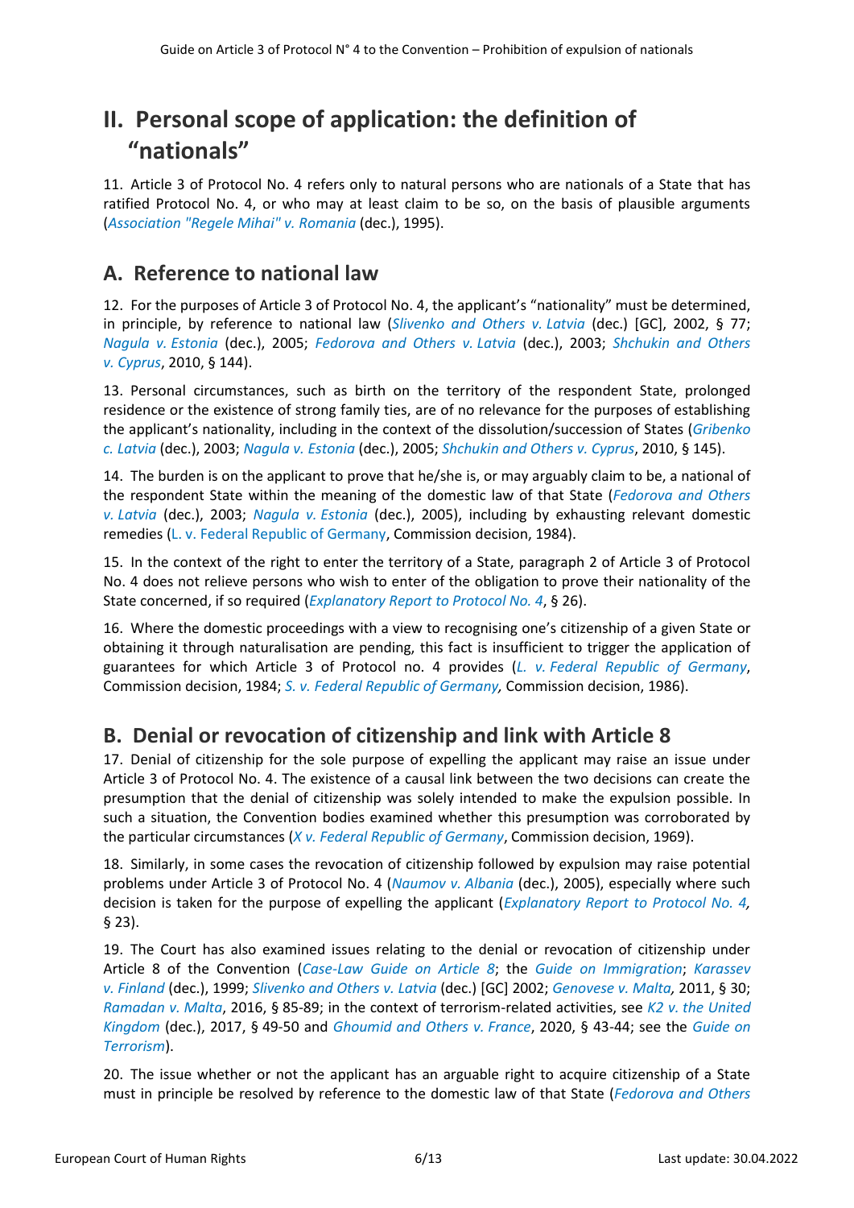# II. Personal scope of application: the definition of "nationals"

11. Article 3 of Protocol No. 4 refers only to natural persons who are nationals of a State that has ratified Protocol No. 4, or who may at least claim to be so, on the basis of plausible arguments (*Association "Regele Mihai" v. Romania* (dec.), 1995).

## A. Reference to national law

12. For the purposes of Article 3 of Protocol No. 4, the applicant's "nationality" must be determined, in principle, by reference to national law (*Slivenko and Others v. Latvia* (dec.) [GC], 2002, § 77; *Nagula v. Estonia* (dec.), 2005; *Fedorova and Others v. Latvia* (dec.), 2003; *Shchukin and Others v. Cyprus*, 2010, § 144).

13. Personal circumstances, such as birth on the territory of the respondent State, prolonged residence or the existence of strong family ties, are of no relevance for the purposes of establishing the applicant's nationality, including in the context of the dissolution/succession of States (*Gribenko c. Latvia* (dec.), 2003; *Nagula v. Estonia* (dec.), 2005; *Shchukin and Others v. Cyprus*, 2010, § 145).

14. The burden is on the applicant to prove that he/she is, or may arguably claim to be, a national of the respondent State within the meaning of the domestic law of that State (*Fedorova and Others v. Latvia* (dec.), 2003; *Nagula v. Estonia* (dec.), 2005), including by exhausting relevant domestic remedies (L. v. Federal Republic of Germany, Commission decision, 1984).

15. In the context of the right to enter the territory of a State, paragraph 2 of Article 3 of Protocol No. 4 does not relieve persons who wish to enter of the obligation to prove their nationality of the State concerned, if so required (*Explanatory Report to Protocol No. 4*, § 26).

16. Where the domestic proceedings with a view to recognising one's citizenship of a given State or obtaining it through naturalisation are pending, this fact is insufficient to trigger the application of guarantees for which Article 3 of Protocol no. 4 provides (*L. v. Federal Republic of Germany*, Commission decision, 1984; *S. v. Federal Republic of Germany,* Commission decision, 1986).

## B. Denial or revocation of citizenship and link with Article 8

17. Denial of citizenship for the sole purpose of expelling the applicant may raise an issue under Article 3 of Protocol No. 4. The existence of a causal link between the two decisions can create the presumption that the denial of citizenship was solely intended to make the expulsion possible. In such a situation, the Convention bodies examined whether this presumption was corroborated by the particular circumstances (*X v. Federal Republic of Germany*, Commission decision, 1969).

18. Similarly, in some cases the revocation of citizenship followed by expulsion may raise potential problems under Article 3 of Protocol No. 4 (*Naumov v. Albania* (dec.), 2005), especially where such decision is taken for the purpose of expelling the applicant (*Explanatory Report to Protocol No. 4,* § 23).

19. The Court has also examined issues relating to the denial or revocation of citizenship under Article 8 of the Convention (*Case-Law Guide on Article 8*; the *Guide on Immigration*; *Karassev v. Finland* (dec.), 1999; *Slivenko and Others v. Latvia* (dec.) [GC] 2002; *Genovese v. Malta,* 2011, § 30; *Ramadan v. Malta*, 2016, § 85-89; in the context of terrorism-related activities, see *K2 v. the United Kingdom* (dec.), 2017, § 49-50 and *Ghoumid and Others v. France*, 2020, § 43-44; see the *Guide on Terrorism*).

20. The issue whether or not the applicant has an arguable right to acquire citizenship of a State must in principle be resolved by reference to the domestic law of that State (*Fedorova and Others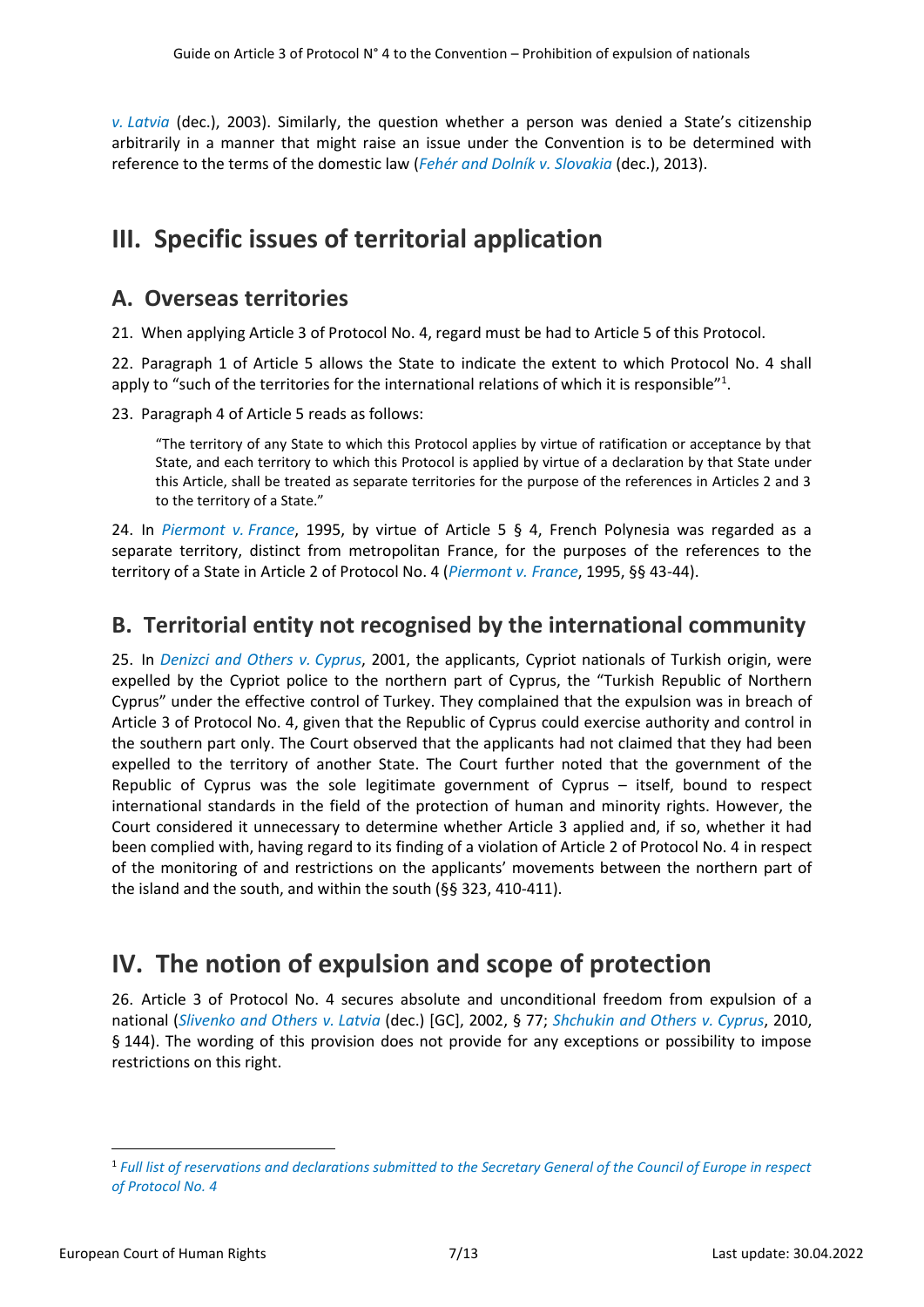*v. Latvia* (dec.), 2003). Similarly, the question whether a person was denied a State's citizenship arbitrarily in a manner that might raise an issue under the Convention is to be determined with reference to the terms of the domestic law (*Fehér and Dolník v. Slovakia* (dec.), 2013).

# III. Specific issues of territorial application

## A. Overseas territories

21. When applying Article 3 of Protocol No. 4, regard must be had to Article 5 of this Protocol.

22. Paragraph 1 of Article 5 allows the State to indicate the extent to which Protocol No. 4 shall apply to "such of the territories for the international relations of which it is responsible"[1].

23. Paragraph 4 of Article 5 reads as follows:

> "The territory of any State to which this Protocol applies by virtue of ratification or acceptance by that State, and each territory to which this Protocol is applied by virtue of a declaration by that State under this Article, shall be treated as separate territories for the purpose of the references in Articles 2 and 3 to the territory of a State."

24. In *Piermont v. France*, 1995, by virtue of Article 5 § 4, French Polynesia was regarded as a separate territory, distinct from metropolitan France, for the purposes of the references to the territory of a State in Article 2 of Protocol No. 4 (*Piermont v. France*, 1995, §§ 43-44).

## B. Territorial entity not recognised by the international community

25. In *Denizci and Others v. Cyprus*, 2001, the applicants, Cypriot nationals of Turkish origin, were expelled by the Cypriot police to the northern part of Cyprus, the "Turkish Republic of Northern Cyprus" under the effective control of Turkey. They complained that the expulsion was in breach of Article 3 of Protocol No. 4, given that the Republic of Cyprus could exercise authority and control in the southern part only. The Court observed that the applicants had not claimed that they had been expelled to the territory of another State. The Court further noted that the government of the Republic of Cyprus was the sole legitimate government of Cyprus – itself, bound to respect international standards in the field of the protection of human and minority rights. However, the Court considered it unnecessary to determine whether Article 3 applied and, if so, whether it had been complied with, having regard to its finding of a violation of Article 2 of Protocol No. 4 in respect of the monitoring of and restrictions on the applicants' movements between the northern part of the island and the south, and within the south (§§ 323, 410-411).

# IV. The notion of expulsion and scope of protection

26. Article 3 of Protocol No. 4 secures absolute and unconditional freedom from expulsion of a national (*Slivenko and Others v. Latvia* (dec.) [GC], 2002, § 77; *Shchukin and Others v. Cyprus*, 2010, § 144). The wording of this provision does not provide for any exceptions or possibility to impose restrictions on this right.

---

[1] *Full list of reservations and declarations submitted to the Secretary General of the Council of Europe in respect of Protocol No. 4*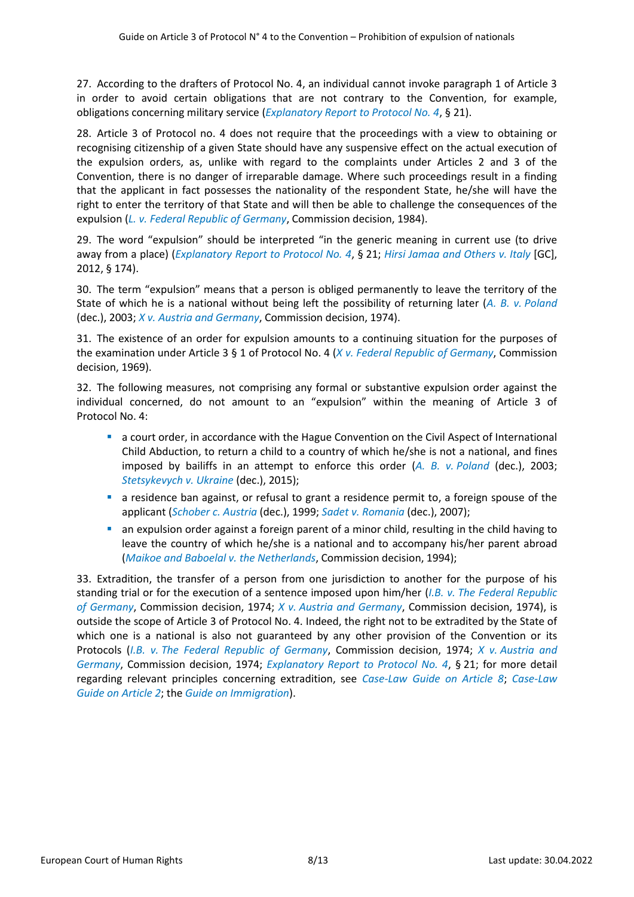27. According to the drafters of Protocol No. 4, an individual cannot invoke paragraph 1 of Article 3 in order to avoid certain obligations that are not contrary to the Convention, for example, obligations concerning military service (*Explanatory Report to Protocol No. 4*, § 21).

28. Article 3 of Protocol no. 4 does not require that the proceedings with a view to obtaining or recognising citizenship of a given State should have any suspensive effect on the actual execution of the expulsion orders, as, unlike with regard to the complaints under Articles 2 and 3 of the Convention, there is no danger of irreparable damage. Where such proceedings result in a finding that the applicant in fact possesses the nationality of the respondent State, he/she will have the right to enter the territory of that State and will then be able to challenge the consequences of the expulsion (*L. v. Federal Republic of Germany*, Commission decision, 1984).

29. The word "expulsion" should be interpreted "in the generic meaning in current use (to drive away from a place) (*Explanatory Report to Protocol No. 4*, § 21; *Hirsi Jamaa and Others v. Italy* [GC], 2012, § 174).

30. The term "expulsion" means that a person is obliged permanently to leave the territory of the State of which he is a national without being left the possibility of returning later (*A. B. v. Poland* (dec.), 2003; *X v. Austria and Germany*, Commission decision, 1974).

31. The existence of an order for expulsion amounts to a continuing situation for the purposes of the examination under Article 3 § 1 of Protocol No. 4 (*X v. Federal Republic of Germany*, Commission decision, 1969).

32. The following measures, not comprising any formal or substantive expulsion order against the individual concerned, do not amount to an "expulsion" within the meaning of Article 3 of Protocol No. 4:

- a court order, in accordance with the Hague Convention on the Civil Aspect of International Child Abduction, to return a child to a country of which he/she is not a national, and fines imposed by bailiffs in an attempt to enforce this order (*A. B. v. Poland* (dec.), 2003; *Stetsykevych v. Ukraine* (dec.), 2015);
- a residence ban against, or refusal to grant a residence permit to, a foreign spouse of the applicant (*Schober c. Austria* (dec.), 1999; *Sadet v. Romania* (dec.), 2007);
- an expulsion order against a foreign parent of a minor child, resulting in the child having to leave the country of which he/she is a national and to accompany his/her parent abroad (*Maikoe and Baboelal v. the Netherlands*, Commission decision, 1994);

33. Extradition, the transfer of a person from one jurisdiction to another for the purpose of his standing trial or for the execution of a sentence imposed upon him/her (*I.B. v. The Federal Republic of Germany*, Commission decision, 1974; *X v. Austria and Germany*, Commission decision, 1974), is outside the scope of Article 3 of Protocol No. 4. Indeed, the right not to be extradited by the State of which one is a national is also not guaranteed by any other provision of the Convention or its Protocols (*I.B. v. The Federal Republic of Germany*, Commission decision, 1974; *X v. Austria and Germany*, Commission decision, 1974; *Explanatory Report to Protocol No. 4*, § 21; for more detail regarding relevant principles concerning extradition, see *Case-Law Guide on Article 8*; *Case-Law Guide on Article 2*; the *Guide on Immigration*).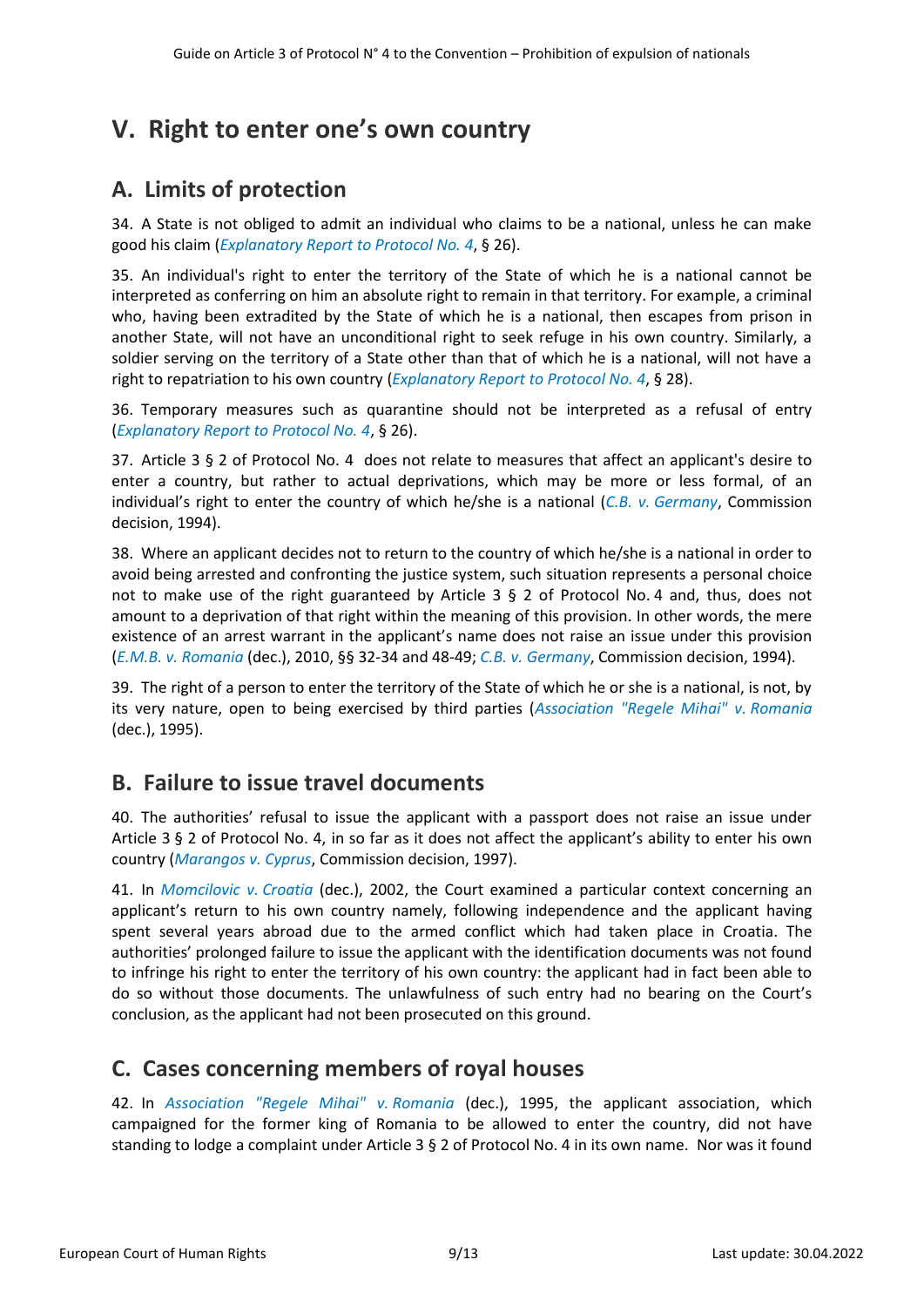# V. Right to enter one's own country

## A. Limits of protection

34. A State is not obliged to admit an individual who claims to be a national, unless he can make good his claim (*Explanatory Report to Protocol No. 4*, § 26).

35. An individual's right to enter the territory of the State of which he is a national cannot be interpreted as conferring on him an absolute right to remain in that territory. For example, a criminal who, having been extradited by the State of which he is a national, then escapes from prison in another State, will not have an unconditional right to seek refuge in his own country. Similarly, a soldier serving on the territory of a State other than that of which he is a national, will not have a right to repatriation to his own country (*Explanatory Report to Protocol No. 4*, § 28).

36. Temporary measures such as quarantine should not be interpreted as a refusal of entry (*Explanatory Report to Protocol No. 4*, § 26).

37. Article 3 § 2 of Protocol No. 4 does not relate to measures that affect an applicant's desire to enter a country, but rather to actual deprivations, which may be more or less formal, of an individual's right to enter the country of which he/she is a national (*C.B. v. Germany*, Commission decision, 1994).

38. Where an applicant decides not to return to the country of which he/she is a national in order to avoid being arrested and confronting the justice system, such situation represents a personal choice not to make use of the right guaranteed by Article 3 § 2 of Protocol No. 4 and, thus, does not amount to a deprivation of that right within the meaning of this provision. In other words, the mere existence of an arrest warrant in the applicant's name does not raise an issue under this provision (*E.M.B. v. Romania* (dec.), 2010, §§ 32-34 and 48-49; *C.B. v. Germany*, Commission decision, 1994).

39. The right of a person to enter the territory of the State of which he or she is a national, is not, by its very nature, open to being exercised by third parties (*Association "Regele Mihai" v. Romania* (dec.), 1995).

## B. Failure to issue travel documents

40. The authorities' refusal to issue the applicant with a passport does not raise an issue under Article 3 § 2 of Protocol No. 4, in so far as it does not affect the applicant's ability to enter his own country (*Marangos v. Cyprus*, Commission decision, 1997).

41. In *Momcilovic v. Croatia* (dec.), 2002, the Court examined a particular context concerning an applicant's return to his own country namely, following independence and the applicant having spent several years abroad due to the armed conflict which had taken place in Croatia. The authorities' prolonged failure to issue the applicant with the identification documents was not found to infringe his right to enter the territory of his own country: the applicant had in fact been able to do so without those documents. The unlawfulness of such entry had no bearing on the Court's conclusion, as the applicant had not been prosecuted on this ground.

## C. Cases concerning members of royal houses

42. In *Association "Regele Mihai" v. Romania* (dec.), 1995, the applicant association, which campaigned for the former king of Romania to be allowed to enter the country, did not have standing to lodge a complaint under Article 3 § 2 of Protocol No. 4 in its own name. Nor was it found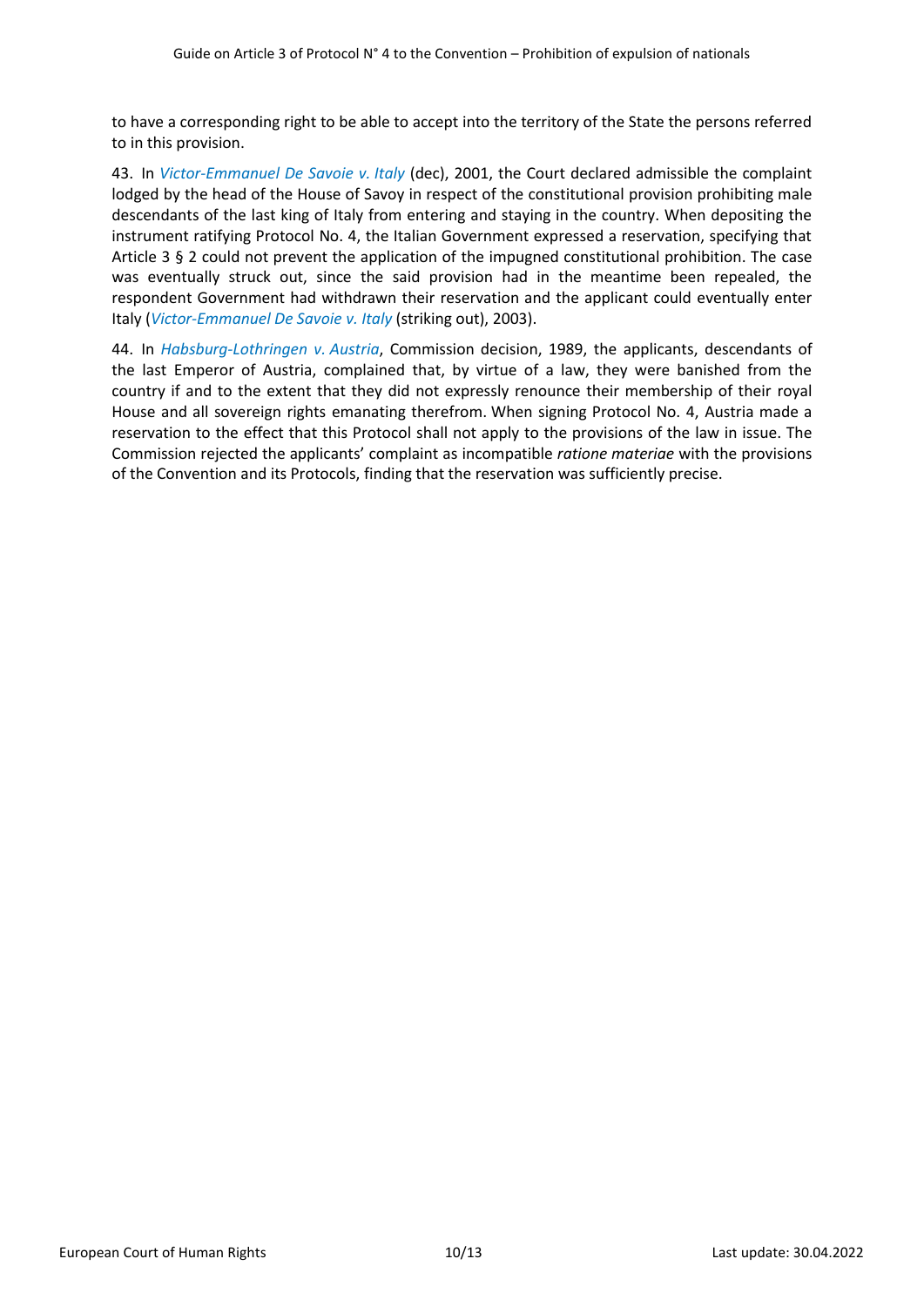to have a corresponding right to be able to accept into the territory of the State the persons referred to in this provision.

43. In *Victor-Emmanuel De Savoie v. Italy* (dec), 2001, the Court declared admissible the complaint lodged by the head of the House of Savoy in respect of the constitutional provision prohibiting male descendants of the last king of Italy from entering and staying in the country. When depositing the instrument ratifying Protocol No. 4, the Italian Government expressed a reservation, specifying that Article 3 § 2 could not prevent the application of the impugned constitutional prohibition. The case was eventually struck out, since the said provision had in the meantime been repealed, the respondent Government had withdrawn their reservation and the applicant could eventually enter Italy (*Victor-Emmanuel De Savoie v. Italy* (striking out), 2003).

44. In *Habsburg-Lothringen v. Austria*, Commission decision, 1989, the applicants, descendants of the last Emperor of Austria, complained that, by virtue of a law, they were banished from the country if and to the extent that they did not expressly renounce their membership of their royal House and all sovereign rights emanating therefrom. When signing Protocol No. 4, Austria made a reservation to the effect that this Protocol shall not apply to the provisions of the law in issue. The Commission rejected the applicants' complaint as incompatible *ratione materiae* with the provisions of the Convention and its Protocols, finding that the reservation was sufficiently precise.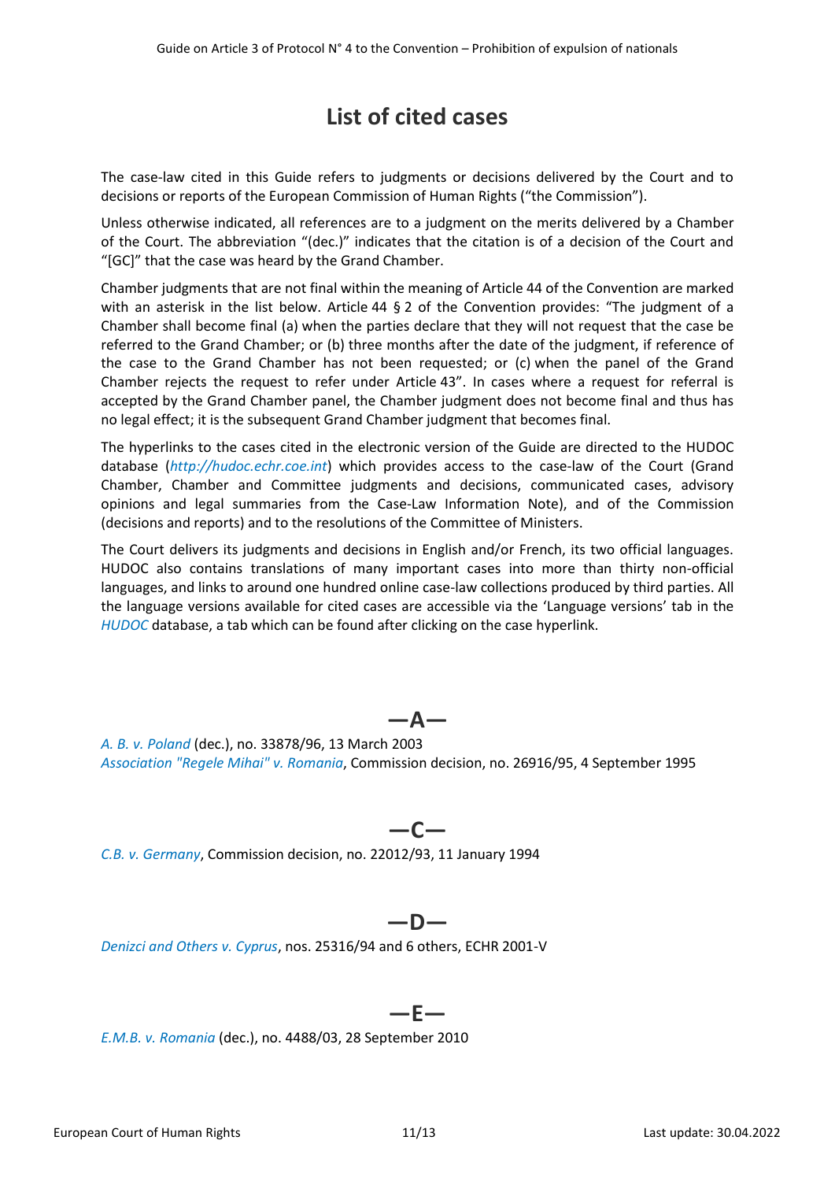# List of cited cases

The case-law cited in this Guide refers to judgments or decisions delivered by the Court and to decisions or reports of the European Commission of Human Rights ("the Commission").

Unless otherwise indicated, all references are to a judgment on the merits delivered by a Chamber of the Court. The abbreviation "(dec.)" indicates that the citation is of a decision of the Court and "[GC]" that the case was heard by the Grand Chamber.

Chamber judgments that are not final within the meaning of Article 44 of the Convention are marked with an asterisk in the list below. Article 44 § 2 of the Convention provides: "The judgment of a Chamber shall become final (a) when the parties declare that they will not request that the case be referred to the Grand Chamber; or (b) three months after the date of the judgment, if reference of the case to the Grand Chamber has not been requested; or (c) when the panel of the Grand Chamber rejects the request to refer under Article 43". In cases where a request for referral is accepted by the Grand Chamber panel, the Chamber judgment does not become final and thus has no legal effect; it is the subsequent Grand Chamber judgment that becomes final.

The hyperlinks to the cases cited in the electronic version of the Guide are directed to the HUDOC database (*http://hudoc.echr.coe.int*) which provides access to the case-law of the Court (Grand Chamber, Chamber and Committee judgments and decisions, communicated cases, advisory opinions and legal summaries from the Case-Law Information Note), and of the Commission (decisions and reports) and to the resolutions of the Committee of Ministers.

The Court delivers its judgments and decisions in English and/or French, its two official languages. HUDOC also contains translations of many important cases into more than thirty non-official languages, and links to around one hundred online case-law collections produced by third parties. All the language versions available for cited cases are accessible via the 'Language versions' tab in the *HUDOC* database, a tab which can be found after clicking on the case hyperlink.

## —A—

*A. B. v. Poland* (dec.), no. 33878/96, 13 March 2003
*Association "Regele Mihai" v. Romania*, Commission decision, no. 26916/95, 4 September 1995

## —C—

*C.B. v. Germany*, Commission decision, no. 22012/93, 11 January 1994

## —D—

*Denizci and Others v. Cyprus*, nos. 25316/94 and 6 others, ECHR 2001-V

## —E—

*E.M.B. v. Romania* (dec.), no. 4488/03, 28 September 2010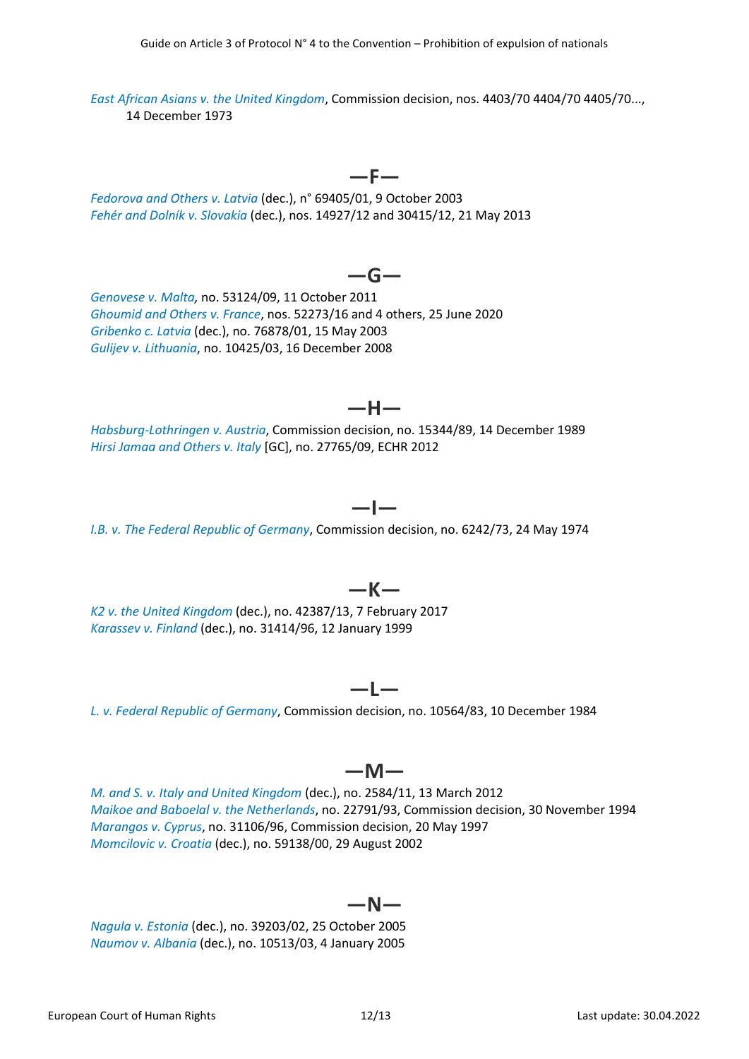*East African Asians v. the United Kingdom*, Commission decision, nos. 4403/70 4404/70 4405/70..., 14 December 1973

## —F—

*Fedorova and Others v. Latvia* (dec.), n° 69405/01, 9 October 2003
*Fehér and Dolník v. Slovakia* (dec.), nos. 14927/12 and 30415/12, 21 May 2013

## —G—

*Genovese v. Malta*, no. 53124/09, 11 October 2011
*Ghoumid and Others v. France*, nos. 52273/16 and 4 others, 25 June 2020
*Gribenko c. Latvia* (dec.), no. 76878/01, 15 May 2003
*Gulijev v. Lithuania*, no. 10425/03, 16 December 2008

## —H—

*Habsburg-Lothringen v. Austria*, Commission decision, no. 15344/89, 14 December 1989
*Hirsi Jamaa and Others v. Italy* [GC], no. 27765/09, ECHR 2012

## —I—

*I.B. v. The Federal Republic of Germany*, Commission decision, no. 6242/73, 24 May 1974

## —K—

*K2 v. the United Kingdom* (dec.), no. 42387/13, 7 February 2017
*Karassev v. Finland* (dec.), no. 31414/96, 12 January 1999

## —L—

*L. v. Federal Republic of Germany*, Commission decision, no. 10564/83, 10 December 1984

## —M—

*M. and S. v. Italy and United Kingdom* (dec.), no. 2584/11, 13 March 2012
*Maikoe and Baboelal v. the Netherlands*, no. 22791/93, Commission decision, 30 November 1994
*Marangos v. Cyprus*, no. 31106/96, Commission decision, 20 May 1997
*Momcilovic v. Croatia* (dec.), no. 59138/00, 29 August 2002

## —N—

*Nagula v. Estonia* (dec.), no. 39203/02, 25 October 2005
*Naumov v. Albania* (dec.), no. 10513/03, 4 January 2005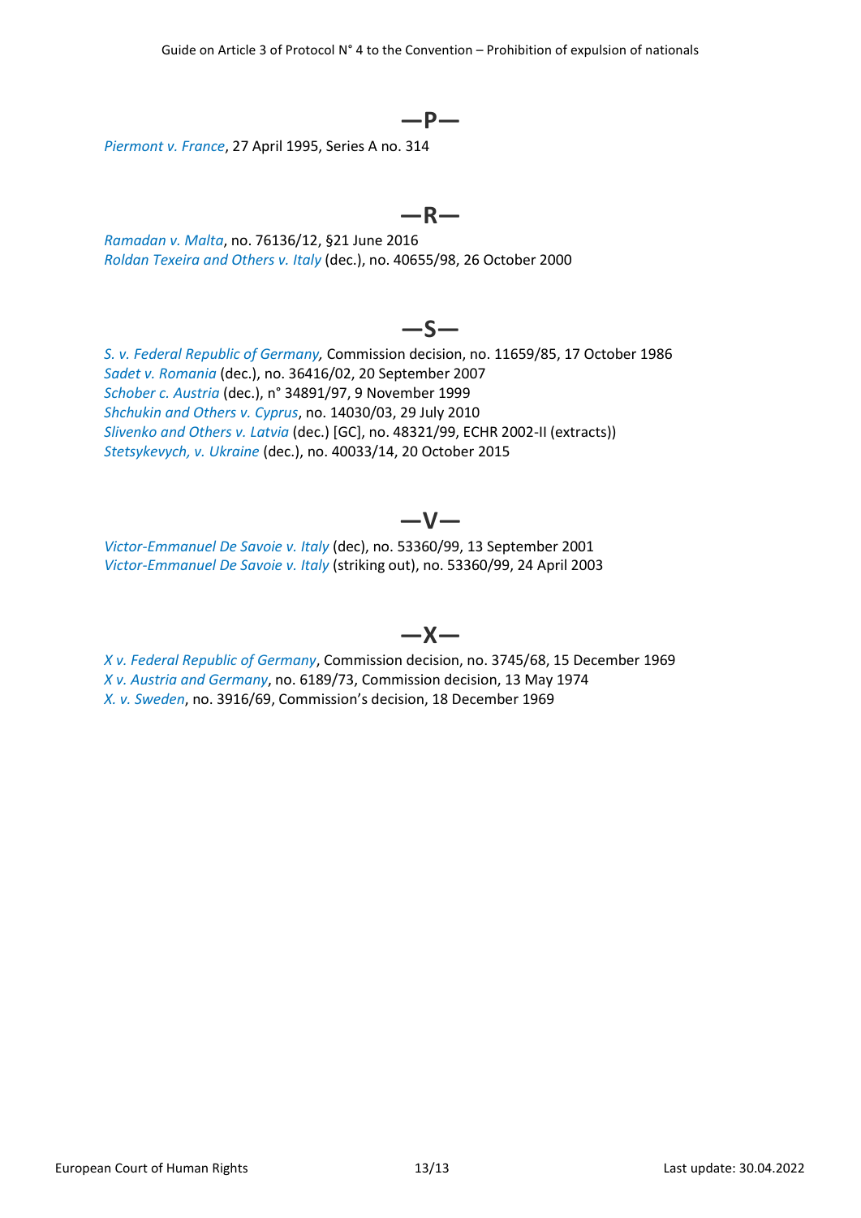## —P—

*Piermont v. France*, 27 April 1995, Series A no. 314

## —R—

*Ramadan v. Malta*, no. 76136/12, §21 June 2016
*Roldan Texeira and Others v. Italy* (dec.), no. 40655/98, 26 October 2000

## —S—

*S. v. Federal Republic of Germany,* Commission decision, no. 11659/85, 17 October 1986
*Sadet v. Romania* (dec.), no. 36416/02, 20 September 2007
*Schober c. Austria* (dec.), n° 34891/97, 9 November 1999
*Shchukin and Others v. Cyprus*, no. 14030/03, 29 July 2010
*Slivenko and Others v. Latvia* (dec.) [GC], no. 48321/99, ECHR 2002-II (extracts))
*Stetsykevych, v. Ukraine* (dec.), no. 40033/14, 20 October 2015

## —V—

*Victor-Emmanuel De Savoie v. Italy* (dec), no. 53360/99, 13 September 2001
*Victor-Emmanuel De Savoie v. Italy* (striking out), no. 53360/99, 24 April 2003

## —X—

*X v. Federal Republic of Germany*, Commission decision, no. 3745/68, 15 December 1969
*X v. Austria and Germany*, no. 6189/73, Commission decision, 13 May 1974
*X. v. Sweden*, no. 3916/69, Commission's decision, 18 December 1969